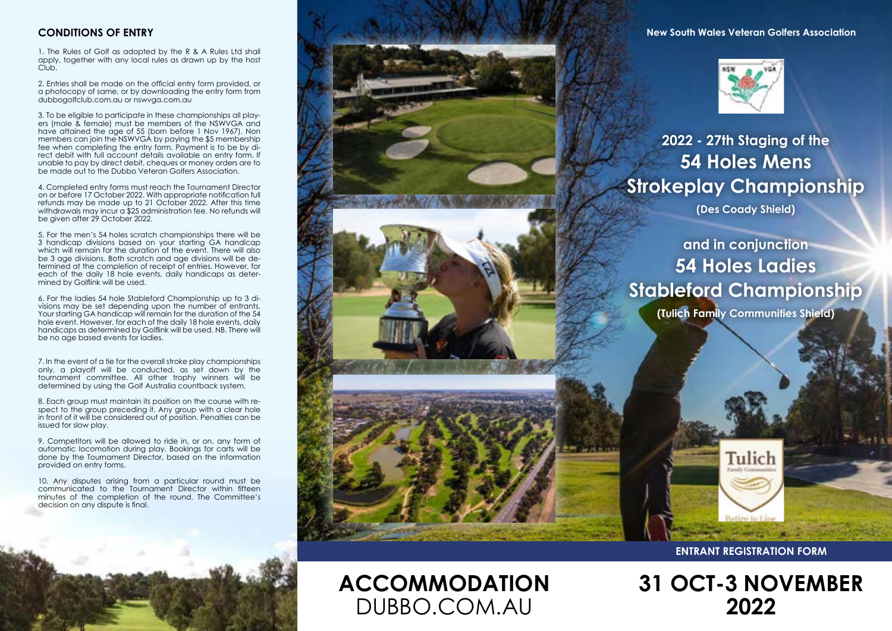## CONDITIONS OF ENTRY

1. The Rules of Golf as adopted by the R & A Rules Ltd shall apply, together with any local rules as drawn up by the host Club.

2. Entries shall be made on the official entry form provided, or a photocopy of same, or by downloading the entry form from dubbogolfclub.com.au or nswvga.com.au

3. To be eligible to participate in these championships all players (male & female) must be members of the NSWVGA and have attained the age of 55 (born before 1 Nov 1967). Non members can join the NSWVGA by paying the $5 membership fee when completing the entry form. Payment is to be by direct debit with full account details available on entry form. If unable to pay by direct debit, cheques or money orders are to be made out to the Dubbo Veteran Golfers Association.

4. Completed entry forms must reach the Tournament Director on or before 17 October 2022. With appropriate notification full refunds may be made up to 21 October 2022. After this time withdrawals may incur a $25 administration fee. No refunds will be given after 29 October 2022.

5. For the men's 54 holes scratch championships there will be 3 handicap divisions based on your starting GA handicap which will remain for the duration of the event. There will also be 3 age divisions. Both scratch and age divisions will be determined at the completion of receipt of entries. However, for each of the daily 18 hole events, daily handicaps as determined by Golflink will be used.

6. For the ladies 54 hole Stableford Championship up to 3 divisions may be set depending upon the number of entrants. Your starting GA handicap will remain for the duration of the 54 hole event. However, for each of the daily 18 hole events, daily handicaps as determined by Golflink will be used. NB. There will be no age based events for ladies.

7. In the event of a tie for the overall stroke play championships only, a playoff will be conducted, as set down by the tournament committee. All other trophy winners will be determined by using the Golf Australia countback system.

8. Each group must maintain its position on the course with respect to the group preceding it. Any group with a clear hole in front of it will be considered out of position. Penalties can be issued for slow play.

9. Competitors will be allowed to ride in, or on, any form of automatic locomotion during play. Bookings for carts will be done by the Tournament Director, based on the information provided on entry forms.

10. Any disputes arising from a particular round must be communicated to the Tournament Director within fifteen minutes of the completion of the round. The Committee's decision on any dispute is final.

# ACCOMMODATION
DUBBO.COM.AU

**New South Wales Veteran Golfers Association**

NSW VGA

## 2022 - 27th Staging of the

# 54 Holes Mens Strokeplay Championship

**(Des Coady Shield)**

## and in conjunction

# 54 Holes Ladies Stableford Championship

**(Tulich Family Communities Shield)**

Tulich
Family Communities
Retire to Live

**ENTRANT REGISTRATION FORM**

# 31 OCT-3 NOVEMBER 2022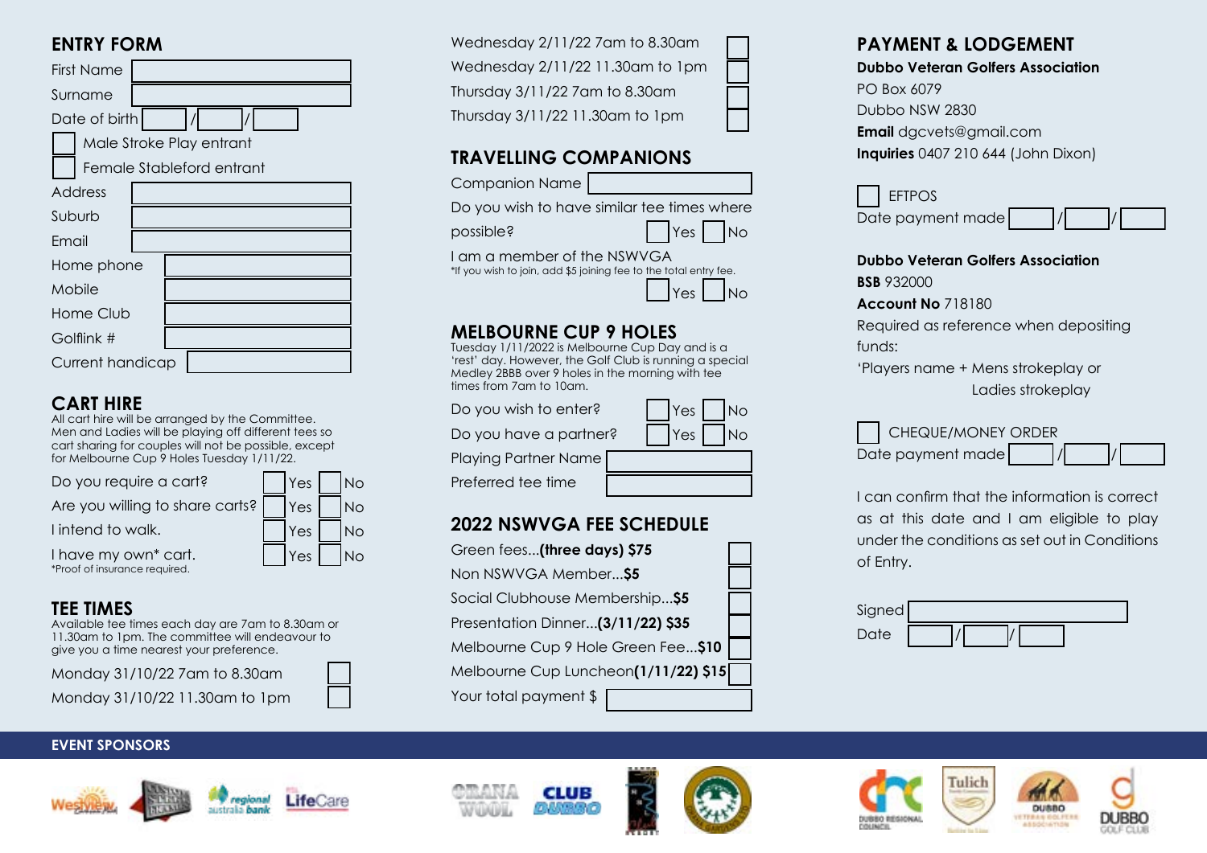## ENTRY FORM

First Name

Surname

Date of birth / /

☐ Male Stroke Play entrant

☐ Female Stableford entrant

Address

Suburb

Email

Home phone

Mobile

Home Club

Golflink #

Current handicap

## CART HIRE

All cart hire will be arranged by the Committee. Men and Ladies will be playing off different tees so cart sharing for couples will not be possible, except for Melbourne Cup 9 Holes Tuesday 1/11/22.

| | | |
|---|---|---|
| Do you require a cart? | ☐ Yes | ☐ No |
| Are you willing to share carts? | ☐ Yes | ☐ No |
| I intend to walk. | ☐ Yes | ☐ No |
| I have my own* cart. | ☐ Yes | ☐ No |

*Proof of insurance required.

## TEE TIMES

Available tee times each day are 7am to 8.30am or 11.30am to 1pm. The committee will endeavour to give you a time nearest your preference.

- Monday 31/10/22 7am to 8.30am ☐
- Monday 31/10/22 11.30am to 1pm ☐
- Wednesday 2/11/22 7am to 8.30am ☐
- Wednesday 2/11/22 11.30am to 1pm ☐
- Thursday 3/11/22 7am to 8.30am ☐
- Thursday 3/11/22 11.30am to 1pm ☐

## TRAVELLING COMPANIONS

Companion Name

Do you wish to have similar tee times where possible? ☐ Yes ☐ No

I am a member of the NSWVGA

*If you wish to join, add $5 joining fee to the total entry fee.

☐ Yes ☐ No

## MELBOURNE CUP 9 HOLES

Tuesday 1/11/2022 is Melbourne Cup Day and is a 'rest' day. However, the Golf Club is running a special Medley 2BBB over 9 holes in the morning with tee times from 7am to 10am.

| | | |
|---|---|---|
| Do you wish to enter? | ☐ Yes | ☐ No |
| Do you have a partner? | ☐ Yes | ☐ No |

Playing Partner Name

Preferred tee time

## 2022 NSWVGA FEE SCHEDULE

- Green fees...**(three days) $75** ☐
- Non NSWVGA Member...**$5** ☐
- Social Clubhouse Membership...**$5** ☐
- Presentation Dinner...**(3/11/22) $35** ☐
- Melbourne Cup 9 Hole Green Fee...**$10** ☐
- Melbourne Cup Luncheon**(1/11/22) $15** ☐

Your total payment $

## PAYMENT & LODGEMENT

**Dubbo Veteran Golfers Association**
PO Box 6079
Dubbo NSW 2830
**Email** dgcvets@gmail.com
**Inquiries** 0407 210 644 (John Dixon)

☐ EFTPOS

Date payment made / /

**Dubbo Veteran Golfers Association**
**BSB** 932000
**Account No** 718180

Required as reference when depositing funds:
'Players name + Mens strokeplay or Ladies strokeplay

☐ CHEQUE/MONEY ORDER

Date payment made / /

I can confirm that the information is correct as at this date and I am eligible to play under the conditions as set out in Conditions of Entry.

Signed

Date / /

**EVENT SPONSORS**